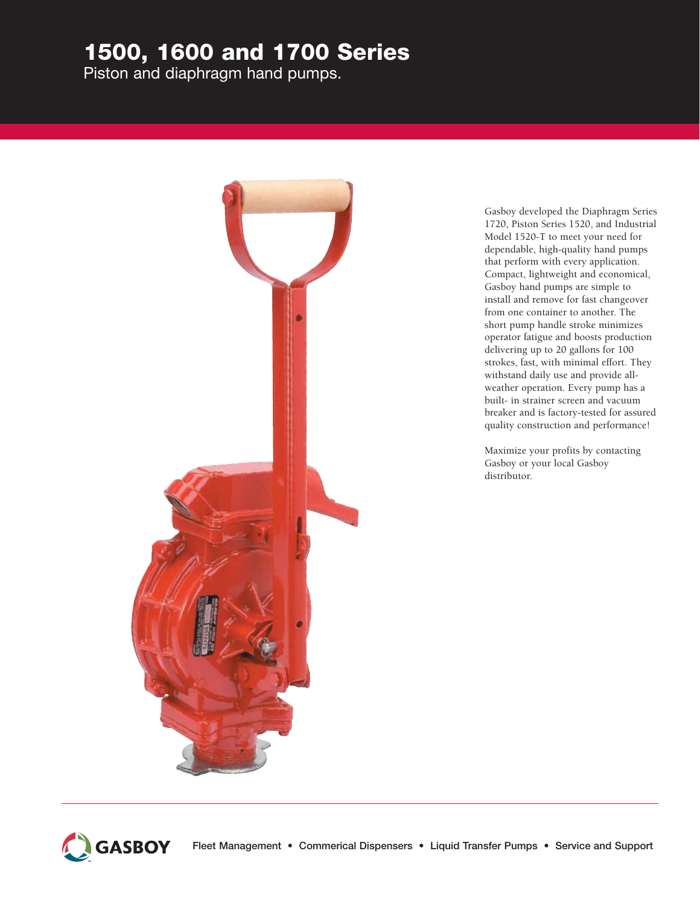# 1500, 1600 and 1700 Series

Piston and diaphragm hand pumps.

Gasboy developed the Diaphragm Series 1720, Piston Series 1520, and Industrial Model 1520-T to meet your need for dependable, high-quality hand pumps that perform with every application. Compact, lightweight and economical, Gasboy hand pumps are simple to install and remove for fast changeover from one container to another. The short pump handle stroke minimizes operator fatigue and boosts production delivering up to 20 gallons for 100 strokes, fast, with minimal effort. They withstand daily use and provide all-weather operation. Every pump has a built- in strainer screen and vacuum breaker and is factory-tested for assured quality construction and performance!

Maximize your profits by contacting Gasboy or your local Gasboy distributor.

GASBOY

Fleet Management • Commerical Dispensers • Liquid Transfer Pumps • Service and Support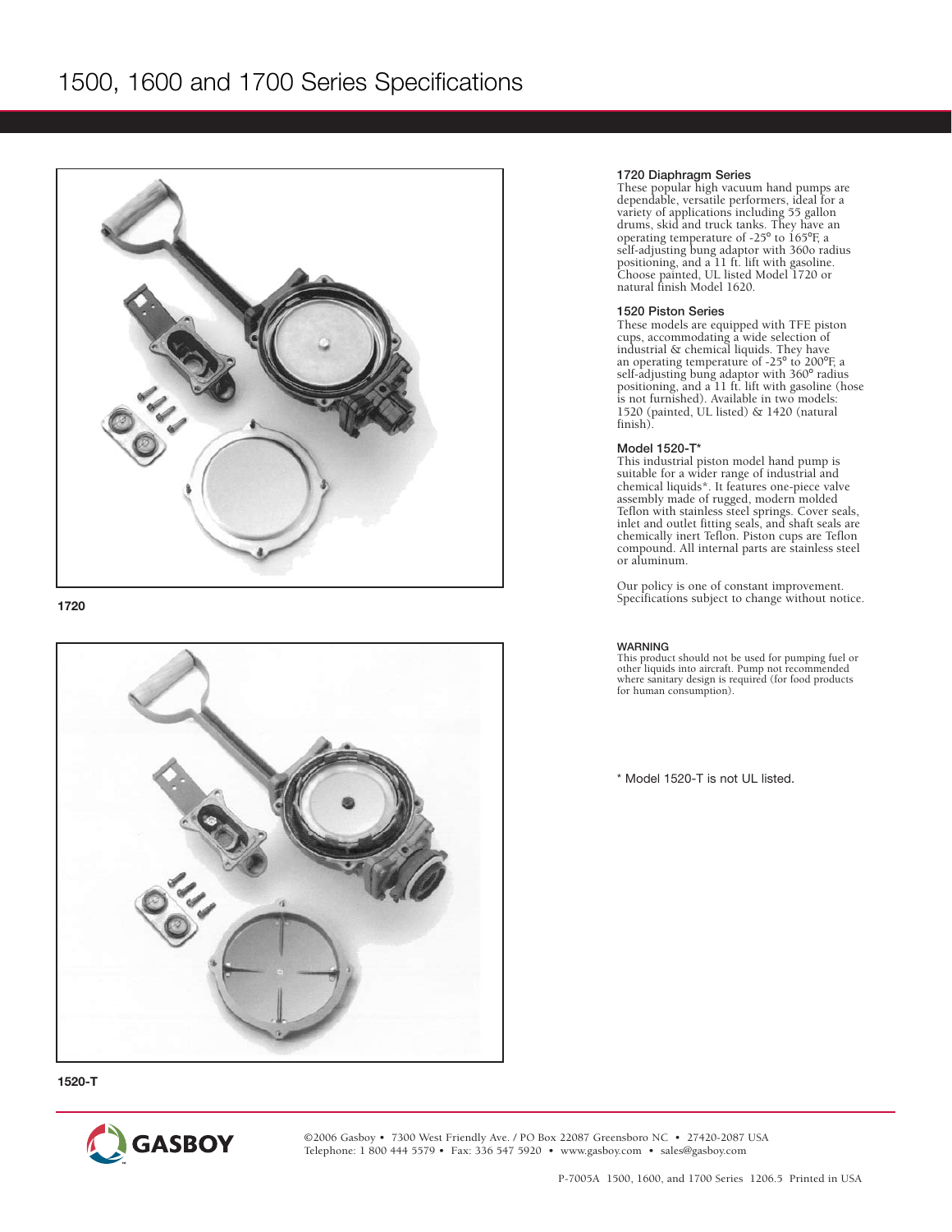# 1500, 1600 and 1700 Series Specifications

1720

1520-T

### 1720 Diaphragm Series

These popular high vacuum hand pumps are dependable, versatile performers, ideal for a variety of applications including 55 gallon drums, skid and truck tanks. They have an operating temperature of -25° to 165°F, a self-adjusting bung adaptor with 360o radius positioning, and a 11 ft. lift with gasoline. Choose painted, UL listed Model 1720 or natural finish Model 1620.

### 1520 Piston Series

These models are equipped with TFE piston cups, accommodating a wide selection of industrial & chemical liquids. They have an operating temperature of -25° to 200°F, a self-adjusting bung adaptor with 360° radius positioning, and a 11 ft. lift with gasoline (hose is not furnished). Available in two models: 1520 (painted, UL listed) & 1420 (natural finish).

### Model 1520-T*

This industrial piston model hand pump is suitable for a wider range of industrial and chemical liquids*. It features one-piece valve assembly made of rugged, modern molded Teflon with stainless steel springs. Cover seals, inlet and outlet fitting seals, and shaft seals are chemically inert Teflon. Piston cups are Teflon compound. All internal parts are stainless steel or aluminum.

Our policy is one of constant improvement. Specifications subject to change without notice.

**WARNING**
This product should not be used for pumping fuel or other liquids into aircraft. Pump not recommended where sanitary design is required (for food products for human consumption).

\* Model 1520-T is not UL listed.

GASBOY

©2006 Gasboy • 7300 West Friendly Ave. / PO Box 22087 Greensboro NC • 27420-2087 USA
Telephone: 1 800 444 5579 • Fax: 336 547 5920 • www.gasboy.com • sales@gasboy.com

P-7005A 1500, 1600, and 1700 Series 1206.5 Printed in USA